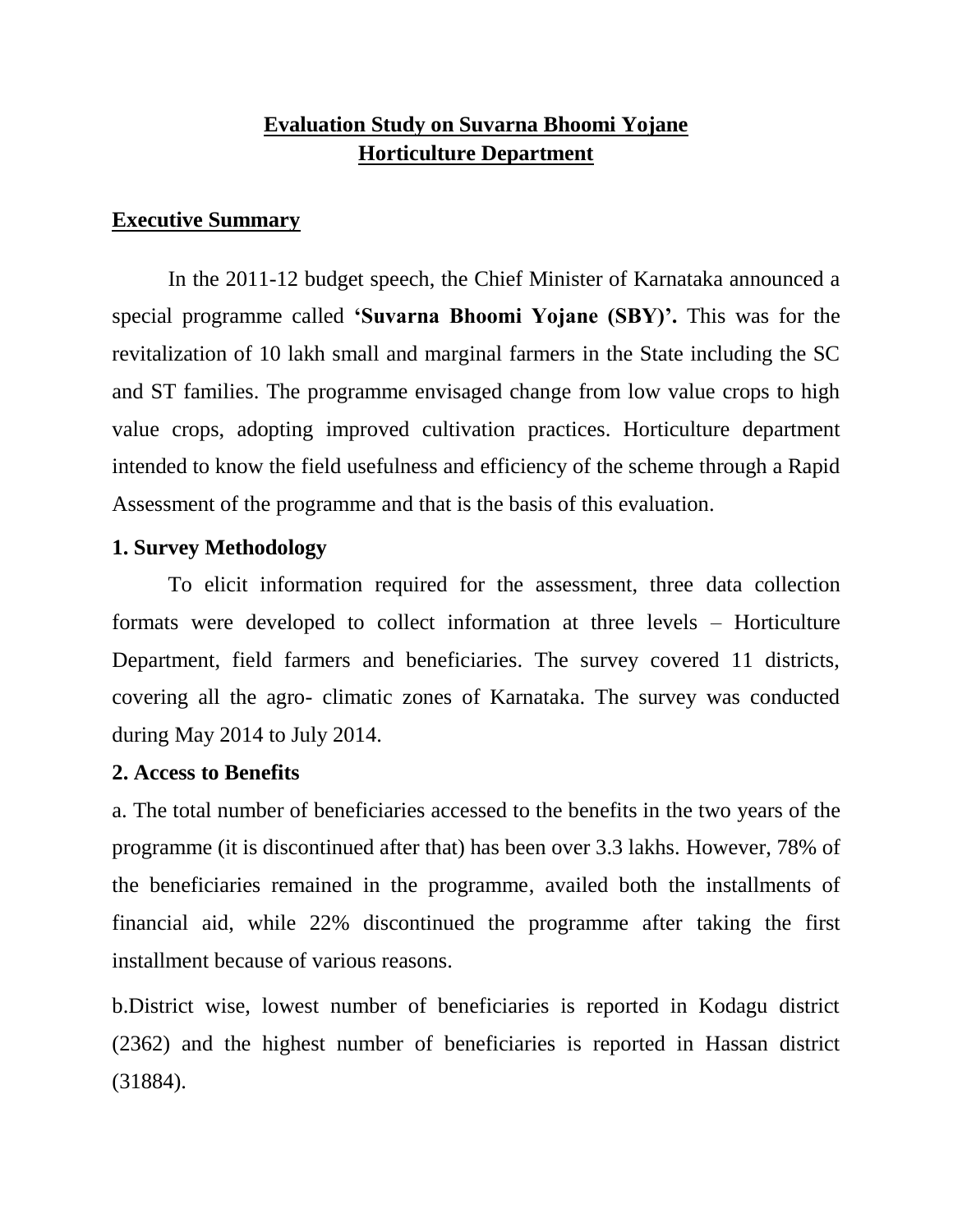# Evaluation Study on Suvarna Bhoomi Yojane
# Horticulture Department

## Executive Summary

In the 2011-12 budget speech, the Chief Minister of Karnataka announced a special programme called **'Suvarna Bhoomi Yojane (SBY)'.** This was for the revitalization of 10 lakh small and marginal farmers in the State including the SC and ST families. The programme envisaged change from low value crops to high value crops, adopting improved cultivation practices. Horticulture department intended to know the field usefulness and efficiency of the scheme through a Rapid Assessment of the programme and that is the basis of this evaluation.

### 1. Survey Methodology

To elicit information required for the assessment, three data collection formats were developed to collect information at three levels – Horticulture Department, field farmers and beneficiaries. The survey covered 11 districts, covering all the agro- climatic zones of Karnataka. The survey was conducted during May 2014 to July 2014.

### 2. Access to Benefits

a. The total number of beneficiaries accessed to the benefits in the two years of the programme (it is discontinued after that) has been over 3.3 lakhs. However, 78% of the beneficiaries remained in the programme, availed both the installments of financial aid, while 22% discontinued the programme after taking the first installment because of various reasons.

b.District wise, lowest number of beneficiaries is reported in Kodagu district (2362) and the highest number of beneficiaries is reported in Hassan district (31884).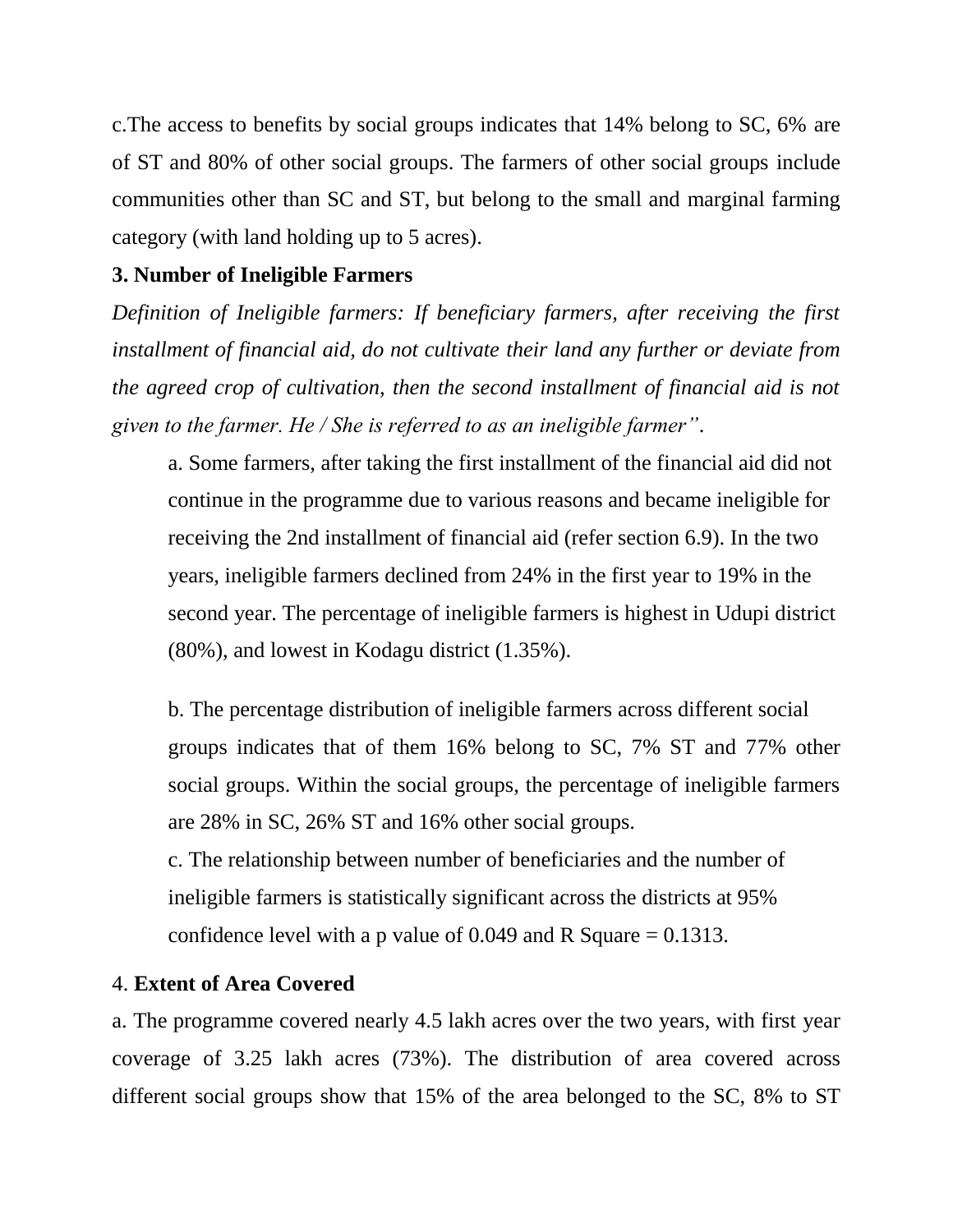c.The access to benefits by social groups indicates that 14% belong to SC, 6% are of ST and 80% of other social groups. The farmers of other social groups include communities other than SC and ST, but belong to the small and marginal farming category (with land holding up to 5 acres).

**3. Number of Ineligible Farmers**

*Definition of Ineligible farmers: If beneficiary farmers, after receiving the first installment of financial aid, do not cultivate their land any further or deviate from the agreed crop of cultivation, then the second installment of financial aid is not given to the farmer. He / She is referred to as an ineligible farmer".*

a. Some farmers, after taking the first installment of the financial aid did not continue in the programme due to various reasons and became ineligible for receiving the 2nd installment of financial aid (refer section 6.9). In the two years, ineligible farmers declined from 24% in the first year to 19% in the second year. The percentage of ineligible farmers is highest in Udupi district (80%), and lowest in Kodagu district (1.35%).

b. The percentage distribution of ineligible farmers across different social groups indicates that of them 16% belong to SC, 7% ST and 77% other social groups. Within the social groups, the percentage of ineligible farmers are 28% in SC, 26% ST and 16% other social groups.

c. The relationship between number of beneficiaries and the number of ineligible farmers is statistically significant across the districts at 95% confidence level with a p value of 0.049 and R Square = 0.1313.

4. **Extent of Area Covered**

a. The programme covered nearly 4.5 lakh acres over the two years, with first year coverage of 3.25 lakh acres (73%). The distribution of area covered across different social groups show that 15% of the area belonged to the SC, 8% to ST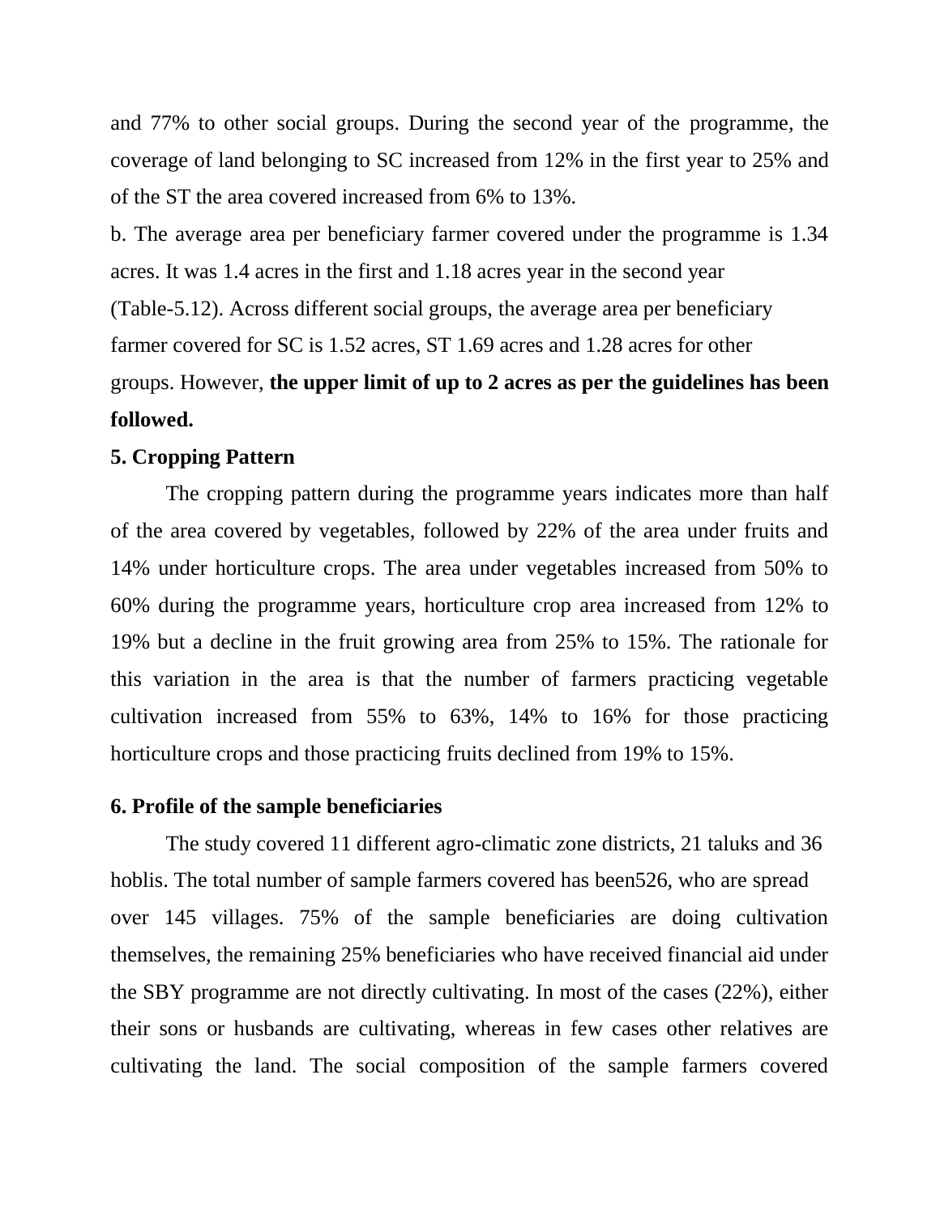and 77% to other social groups. During the second year of the programme, the coverage of land belonging to SC increased from 12% in the first year to 25% and of the ST the area covered increased from 6% to 13%.

b. The average area per beneficiary farmer covered under the programme is 1.34 acres. It was 1.4 acres in the first and 1.18 acres year in the second year (Table-5.12). Across different social groups, the average area per beneficiary farmer covered for SC is 1.52 acres, ST 1.69 acres and 1.28 acres for other groups. However, **the upper limit of up to 2 acres as per the guidelines has been followed.**

**5. Cropping Pattern**

The cropping pattern during the programme years indicates more than half of the area covered by vegetables, followed by 22% of the area under fruits and 14% under horticulture crops. The area under vegetables increased from 50% to 60% during the programme years, horticulture crop area increased from 12% to 19% but a decline in the fruit growing area from 25% to 15%. The rationale for this variation in the area is that the number of farmers practicing vegetable cultivation increased from 55% to 63%, 14% to 16% for those practicing horticulture crops and those practicing fruits declined from 19% to 15%.

**6. Profile of the sample beneficiaries**

The study covered 11 different agro-climatic zone districts, 21 taluks and 36 hoblis. The total number of sample farmers covered has been526, who are spread over 145 villages. 75% of the sample beneficiaries are doing cultivation themselves, the remaining 25% beneficiaries who have received financial aid under the SBY programme are not directly cultivating. In most of the cases (22%), either their sons or husbands are cultivating, whereas in few cases other relatives are cultivating the land. The social composition of the sample farmers covered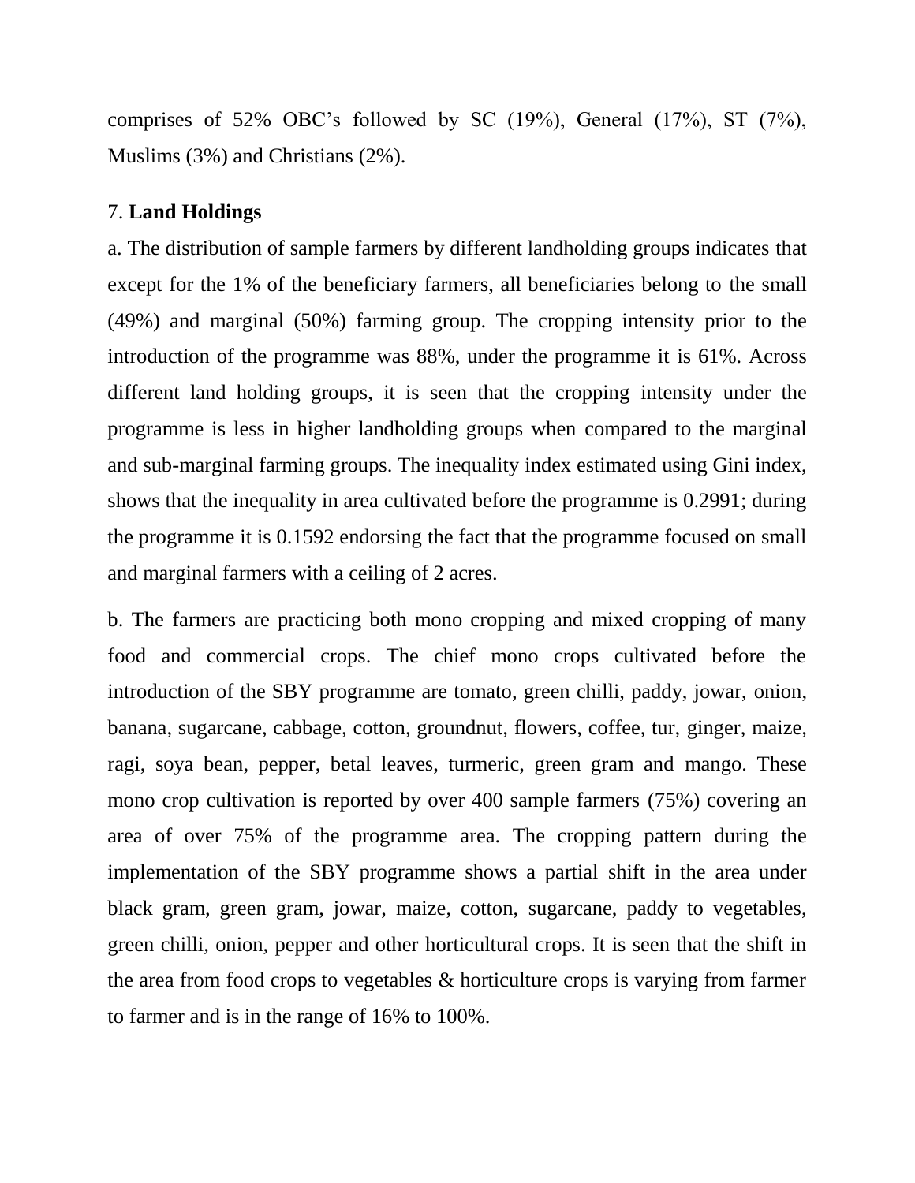comprises of 52% OBC's followed by SC (19%), General (17%), ST (7%), Muslims (3%) and Christians (2%).

7. **Land Holdings**

a. The distribution of sample farmers by different landholding groups indicates that except for the 1% of the beneficiary farmers, all beneficiaries belong to the small (49%) and marginal (50%) farming group. The cropping intensity prior to the introduction of the programme was 88%, under the programme it is 61%. Across different land holding groups, it is seen that the cropping intensity under the programme is less in higher landholding groups when compared to the marginal and sub-marginal farming groups. The inequality index estimated using Gini index, shows that the inequality in area cultivated before the programme is 0.2991; during the programme it is 0.1592 endorsing the fact that the programme focused on small and marginal farmers with a ceiling of 2 acres.

b. The farmers are practicing both mono cropping and mixed cropping of many food and commercial crops. The chief mono crops cultivated before the introduction of the SBY programme are tomato, green chilli, paddy, jowar, onion, banana, sugarcane, cabbage, cotton, groundnut, flowers, coffee, tur, ginger, maize, ragi, soya bean, pepper, betal leaves, turmeric, green gram and mango. These mono crop cultivation is reported by over 400 sample farmers (75%) covering an area of over 75% of the programme area. The cropping pattern during the implementation of the SBY programme shows a partial shift in the area under black gram, green gram, jowar, maize, cotton, sugarcane, paddy to vegetables, green chilli, onion, pepper and other horticultural crops. It is seen that the shift in the area from food crops to vegetables & horticulture crops is varying from farmer to farmer and is in the range of 16% to 100%.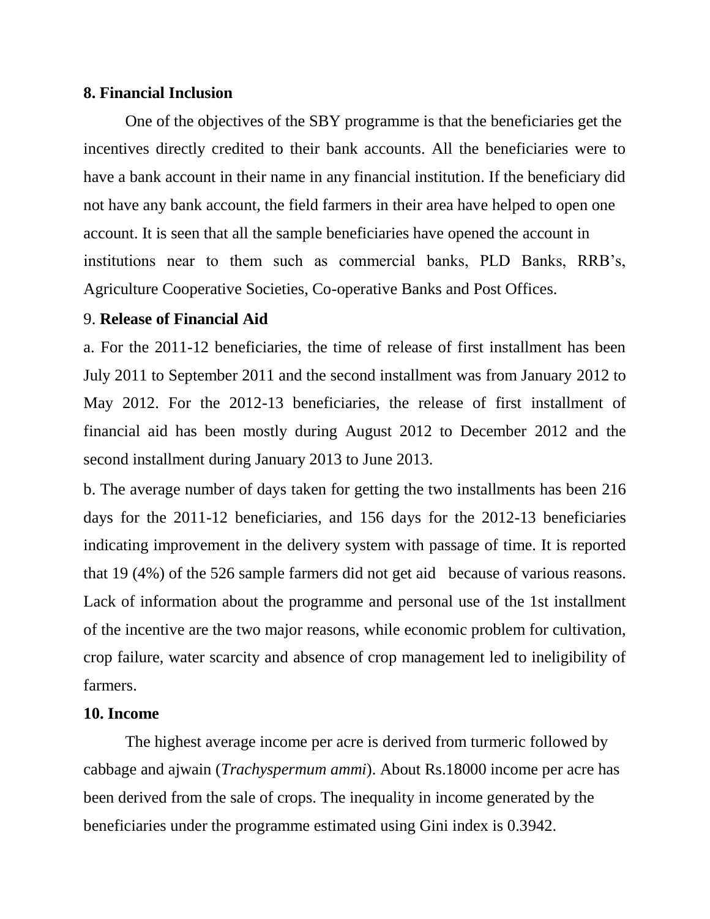**8. Financial Inclusion**

One of the objectives of the SBY programme is that the beneficiaries get the incentives directly credited to their bank accounts. All the beneficiaries were to have a bank account in their name in any financial institution. If the beneficiary did not have any bank account, the field farmers in their area have helped to open one account. It is seen that all the sample beneficiaries have opened the account in institutions near to them such as commercial banks, PLD Banks, RRB's, Agriculture Cooperative Societies, Co-operative Banks and Post Offices.

9. **Release of Financial Aid**

a. For the 2011-12 beneficiaries, the time of release of first installment has been July 2011 to September 2011 and the second installment was from January 2012 to May 2012. For the 2012-13 beneficiaries, the release of first installment of financial aid has been mostly during August 2012 to December 2012 and the second installment during January 2013 to June 2013.

b. The average number of days taken for getting the two installments has been 216 days for the 2011-12 beneficiaries, and 156 days for the 2012-13 beneficiaries indicating improvement in the delivery system with passage of time. It is reported that 19 (4%) of the 526 sample farmers did not get aid because of various reasons. Lack of information about the programme and personal use of the 1st installment of the incentive are the two major reasons, while economic problem for cultivation, crop failure, water scarcity and absence of crop management led to ineligibility of farmers.

**10. Income**

The highest average income per acre is derived from turmeric followed by cabbage and ajwain (*Trachyspermum ammi*). About Rs.18000 income per acre has been derived from the sale of crops. The inequality in income generated by the beneficiaries under the programme estimated using Gini index is 0.3942.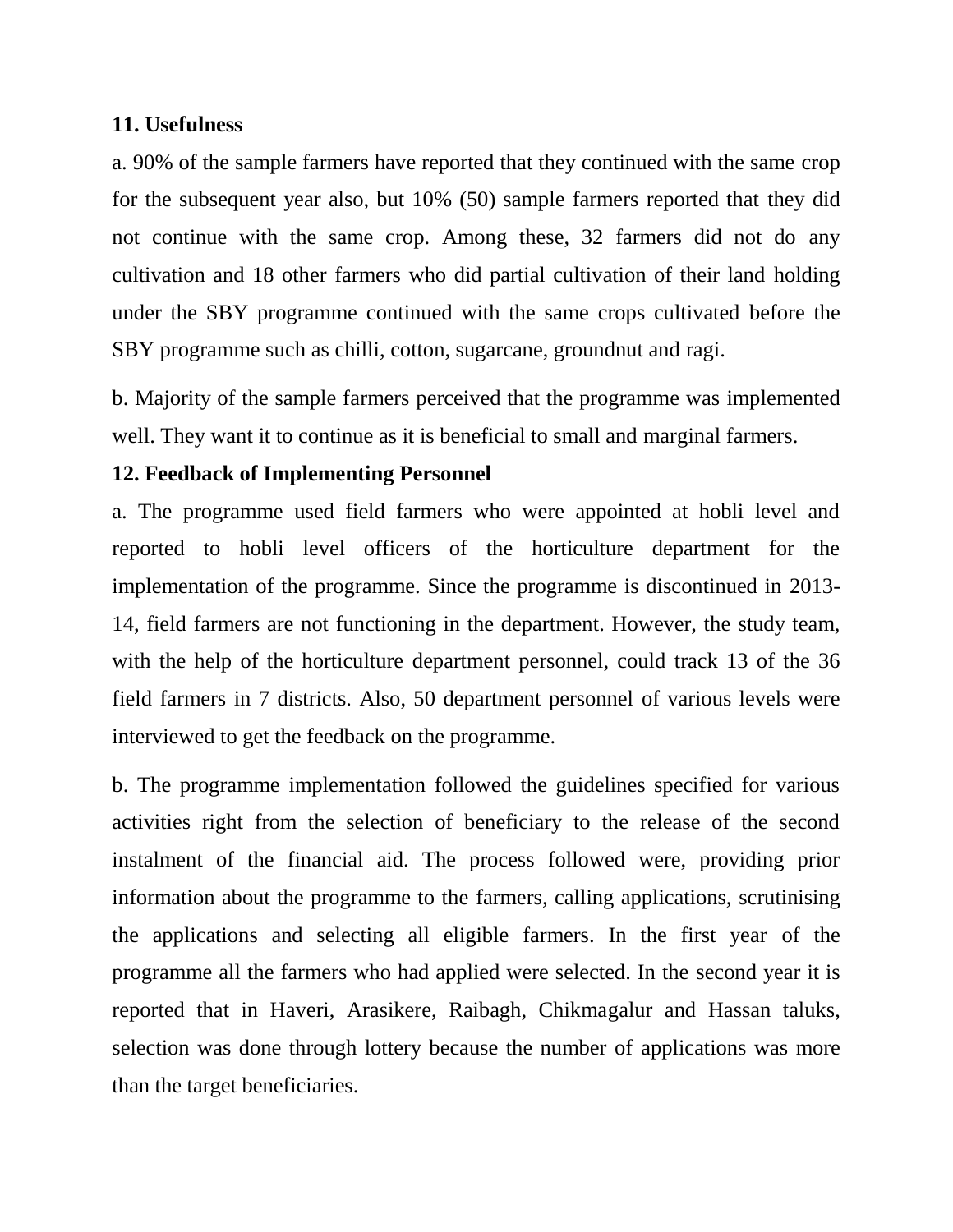**11. Usefulness**

a. 90% of the sample farmers have reported that they continued with the same crop for the subsequent year also, but 10% (50) sample farmers reported that they did not continue with the same crop. Among these, 32 farmers did not do any cultivation and 18 other farmers who did partial cultivation of their land holding under the SBY programme continued with the same crops cultivated before the SBY programme such as chilli, cotton, sugarcane, groundnut and ragi.

b. Majority of the sample farmers perceived that the programme was implemented well. They want it to continue as it is beneficial to small and marginal farmers.

**12. Feedback of Implementing Personnel**

a. The programme used field farmers who were appointed at hobli level and reported to hobli level officers of the horticulture department for the implementation of the programme. Since the programme is discontinued in 2013-14, field farmers are not functioning in the department. However, the study team, with the help of the horticulture department personnel, could track 13 of the 36 field farmers in 7 districts. Also, 50 department personnel of various levels were interviewed to get the feedback on the programme.

b. The programme implementation followed the guidelines specified for various activities right from the selection of beneficiary to the release of the second instalment of the financial aid. The process followed were, providing prior information about the programme to the farmers, calling applications, scrutinising the applications and selecting all eligible farmers. In the first year of the programme all the farmers who had applied were selected. In the second year it is reported that in Haveri, Arasikere, Raibagh, Chikmagalur and Hassan taluks, selection was done through lottery because the number of applications was more than the target beneficiaries.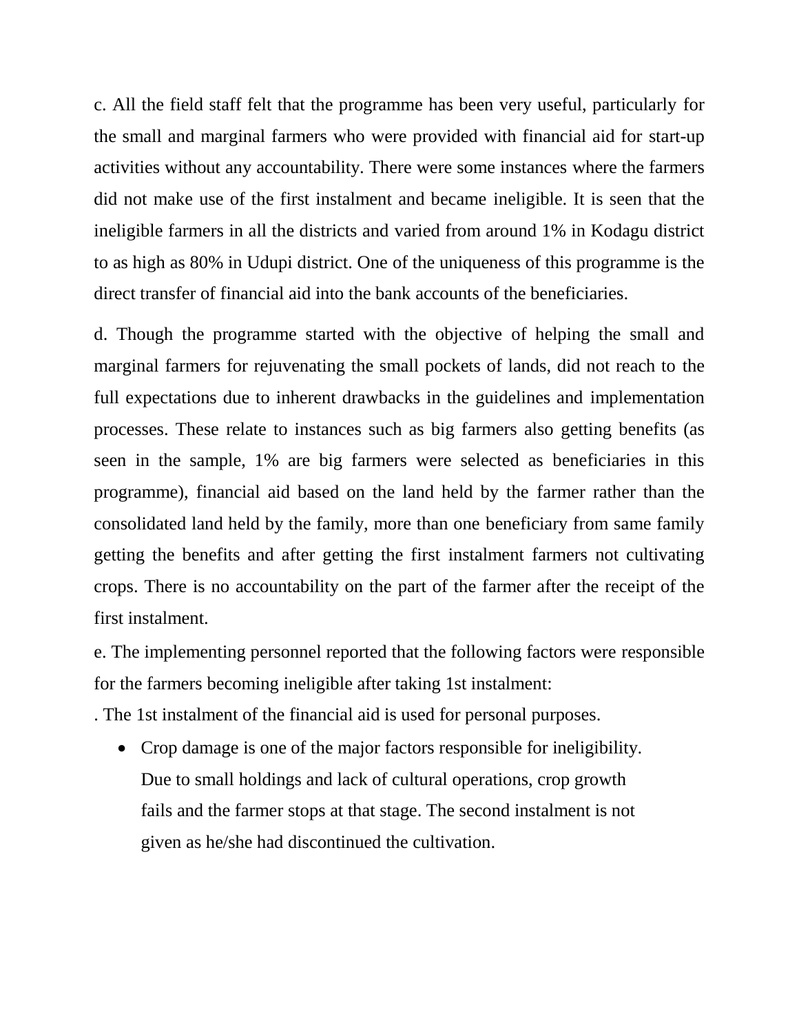c. All the field staff felt that the programme has been very useful, particularly for the small and marginal farmers who were provided with financial aid for start-up activities without any accountability. There were some instances where the farmers did not make use of the first instalment and became ineligible. It is seen that the ineligible farmers in all the districts and varied from around 1% in Kodagu district to as high as 80% in Udupi district. One of the uniqueness of this programme is the direct transfer of financial aid into the bank accounts of the beneficiaries.

d. Though the programme started with the objective of helping the small and marginal farmers for rejuvenating the small pockets of lands, did not reach to the full expectations due to inherent drawbacks in the guidelines and implementation processes. These relate to instances such as big farmers also getting benefits (as seen in the sample, 1% are big farmers were selected as beneficiaries in this programme), financial aid based on the land held by the farmer rather than the consolidated land held by the family, more than one beneficiary from same family getting the benefits and after getting the first instalment farmers not cultivating crops. There is no accountability on the part of the farmer after the receipt of the first instalment.

e. The implementing personnel reported that the following factors were responsible for the farmers becoming ineligible after taking 1st instalment:

. The 1st instalment of the financial aid is used for personal purposes.

- Crop damage is one of the major factors responsible for ineligibility. Due to small holdings and lack of cultural operations, crop growth fails and the farmer stops at that stage. The second instalment is not given as he/she had discontinued the cultivation.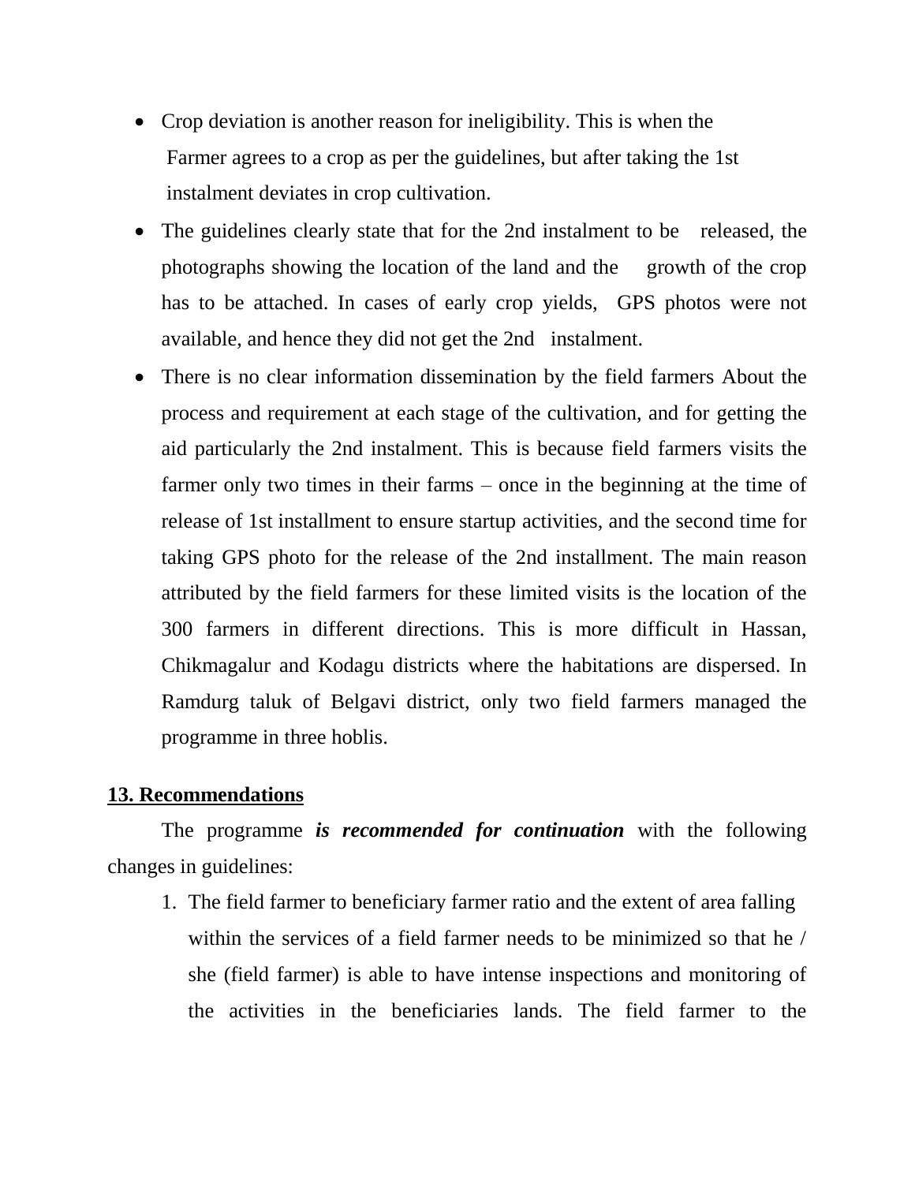- Crop deviation is another reason for ineligibility. This is when the Farmer agrees to a crop as per the guidelines, but after taking the 1st instalment deviates in crop cultivation.
- The guidelines clearly state that for the 2nd instalment to be released, the photographs showing the location of the land and the growth of the crop has to be attached. In cases of early crop yields, GPS photos were not available, and hence they did not get the 2nd instalment.
- There is no clear information dissemination by the field farmers About the process and requirement at each stage of the cultivation, and for getting the aid particularly the 2nd instalment. This is because field farmers visits the farmer only two times in their farms – once in the beginning at the time of release of 1st installment to ensure startup activities, and the second time for taking GPS photo for the release of the 2nd installment. The main reason attributed by the field farmers for these limited visits is the location of the 300 farmers in different directions. This is more difficult in Hassan, Chikmagalur and Kodagu districts where the habitations are dispersed. In Ramdurg taluk of Belgavi district, only two field farmers managed the programme in three hoblis.

## 13. Recommendations

The programme ***is recommended for continuation*** with the following changes in guidelines:

1. The field farmer to beneficiary farmer ratio and the extent of area falling within the services of a field farmer needs to be minimized so that he / she (field farmer) is able to have intense inspections and monitoring of the activities in the beneficiaries lands. The field farmer to the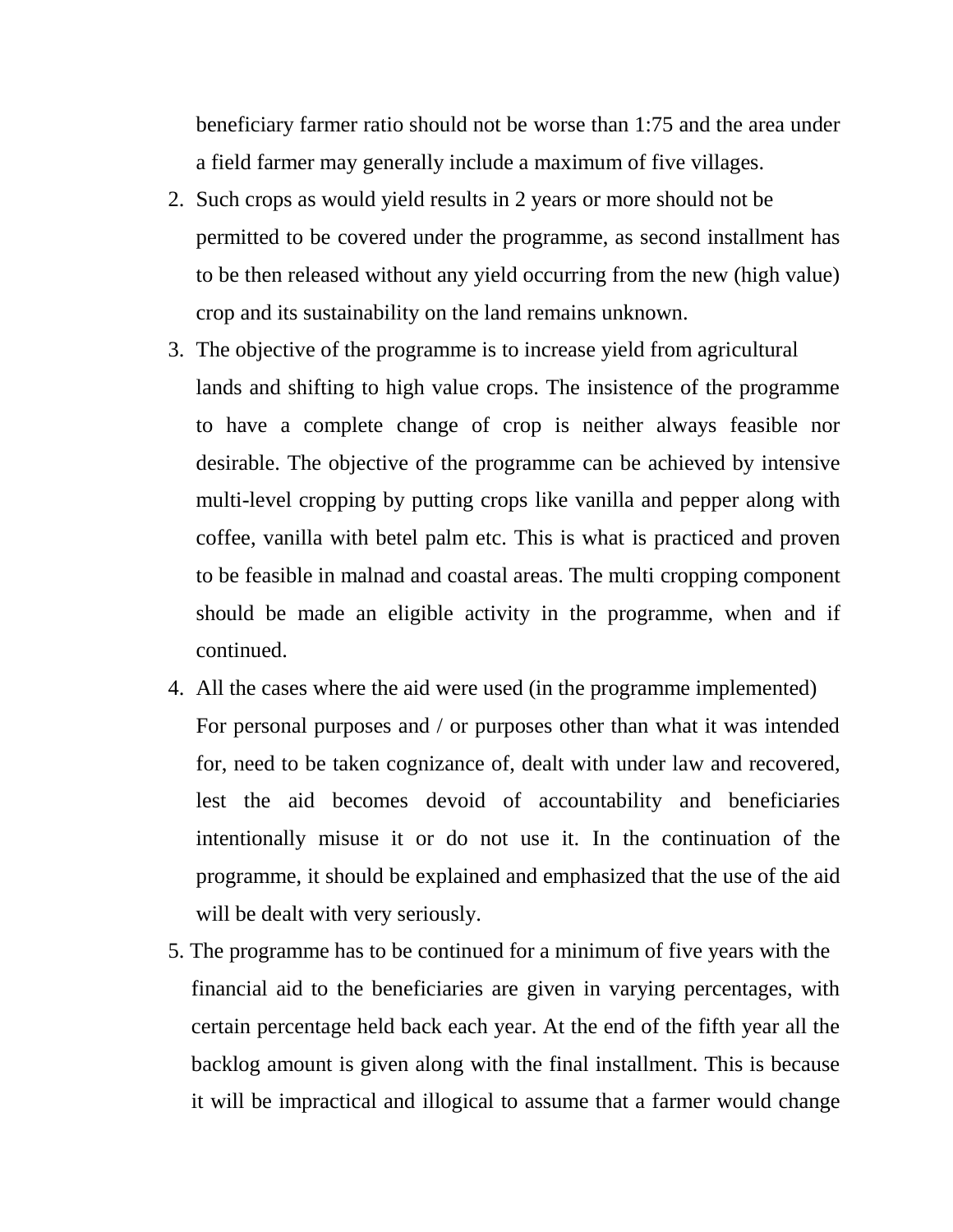beneficiary farmer ratio should not be worse than 1:75 and the area under a field farmer may generally include a maximum of five villages.

2. Such crops as would yield results in 2 years or more should not be permitted to be covered under the programme, as second installment has to be then released without any yield occurring from the new (high value) crop and its sustainability on the land remains unknown.
3. The objective of the programme is to increase yield from agricultural lands and shifting to high value crops. The insistence of the programme to have a complete change of crop is neither always feasible nor desirable. The objective of the programme can be achieved by intensive multi-level cropping by putting crops like vanilla and pepper along with coffee, vanilla with betel palm etc. This is what is practiced and proven to be feasible in malnad and coastal areas. The multi cropping component should be made an eligible activity in the programme, when and if continued.
4. All the cases where the aid were used (in the programme implemented) For personal purposes and / or purposes other than what it was intended for, need to be taken cognizance of, dealt with under law and recovered, lest the aid becomes devoid of accountability and beneficiaries intentionally misuse it or do not use it. In the continuation of the programme, it should be explained and emphasized that the use of the aid will be dealt with very seriously.
5. The programme has to be continued for a minimum of five years with the financial aid to the beneficiaries are given in varying percentages, with certain percentage held back each year. At the end of the fifth year all the backlog amount is given along with the final installment. This is because it will be impractical and illogical to assume that a farmer would change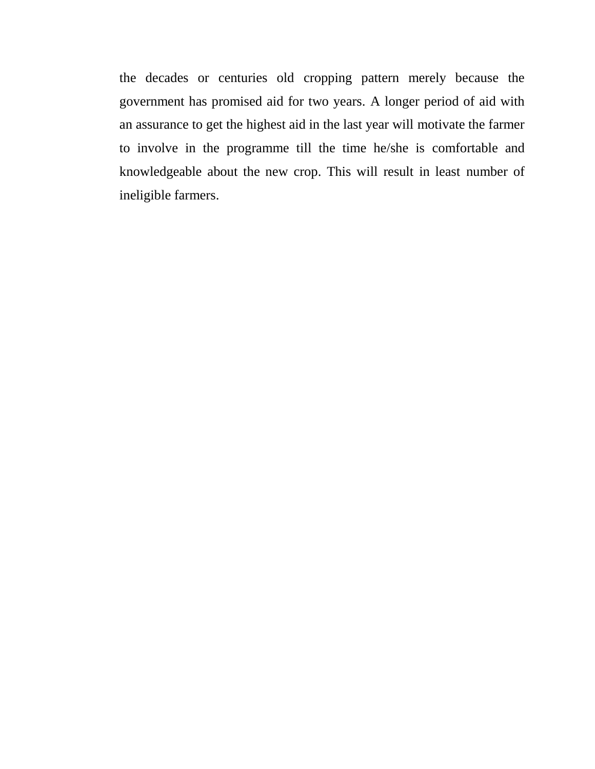the decades or centuries old cropping pattern merely because the government has promised aid for two years. A longer period of aid with an assurance to get the highest aid in the last year will motivate the farmer to involve in the programme till the time he/she is comfortable and knowledgeable about the new crop. This will result in least number of ineligible farmers.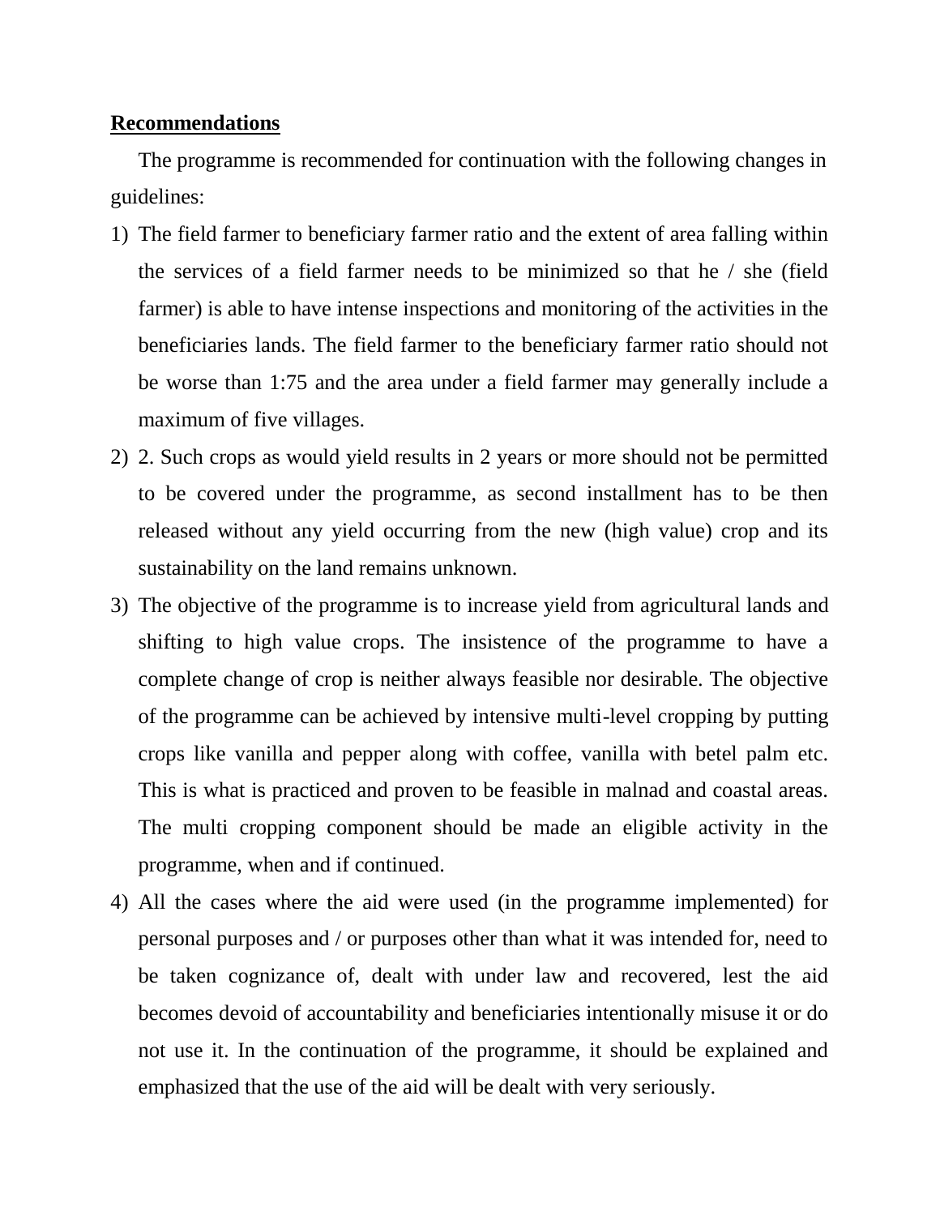**Recommendations**

The programme is recommended for continuation with the following changes in guidelines:

1) The field farmer to beneficiary farmer ratio and the extent of area falling within the services of a field farmer needs to be minimized so that he / she (field farmer) is able to have intense inspections and monitoring of the activities in the beneficiaries lands. The field farmer to the beneficiary farmer ratio should not be worse than 1:75 and the area under a field farmer may generally include a maximum of five villages.
2) 2. Such crops as would yield results in 2 years or more should not be permitted to be covered under the programme, as second installment has to be then released without any yield occurring from the new (high value) crop and its sustainability on the land remains unknown.
3) The objective of the programme is to increase yield from agricultural lands and shifting to high value crops. The insistence of the programme to have a complete change of crop is neither always feasible nor desirable. The objective of the programme can be achieved by intensive multi-level cropping by putting crops like vanilla and pepper along with coffee, vanilla with betel palm etc. This is what is practiced and proven to be feasible in malnad and coastal areas. The multi cropping component should be made an eligible activity in the programme, when and if continued.
4) All the cases where the aid were used (in the programme implemented) for personal purposes and / or purposes other than what it was intended for, need to be taken cognizance of, dealt with under law and recovered, lest the aid becomes devoid of accountability and beneficiaries intentionally misuse it or do not use it. In the continuation of the programme, it should be explained and emphasized that the use of the aid will be dealt with very seriously.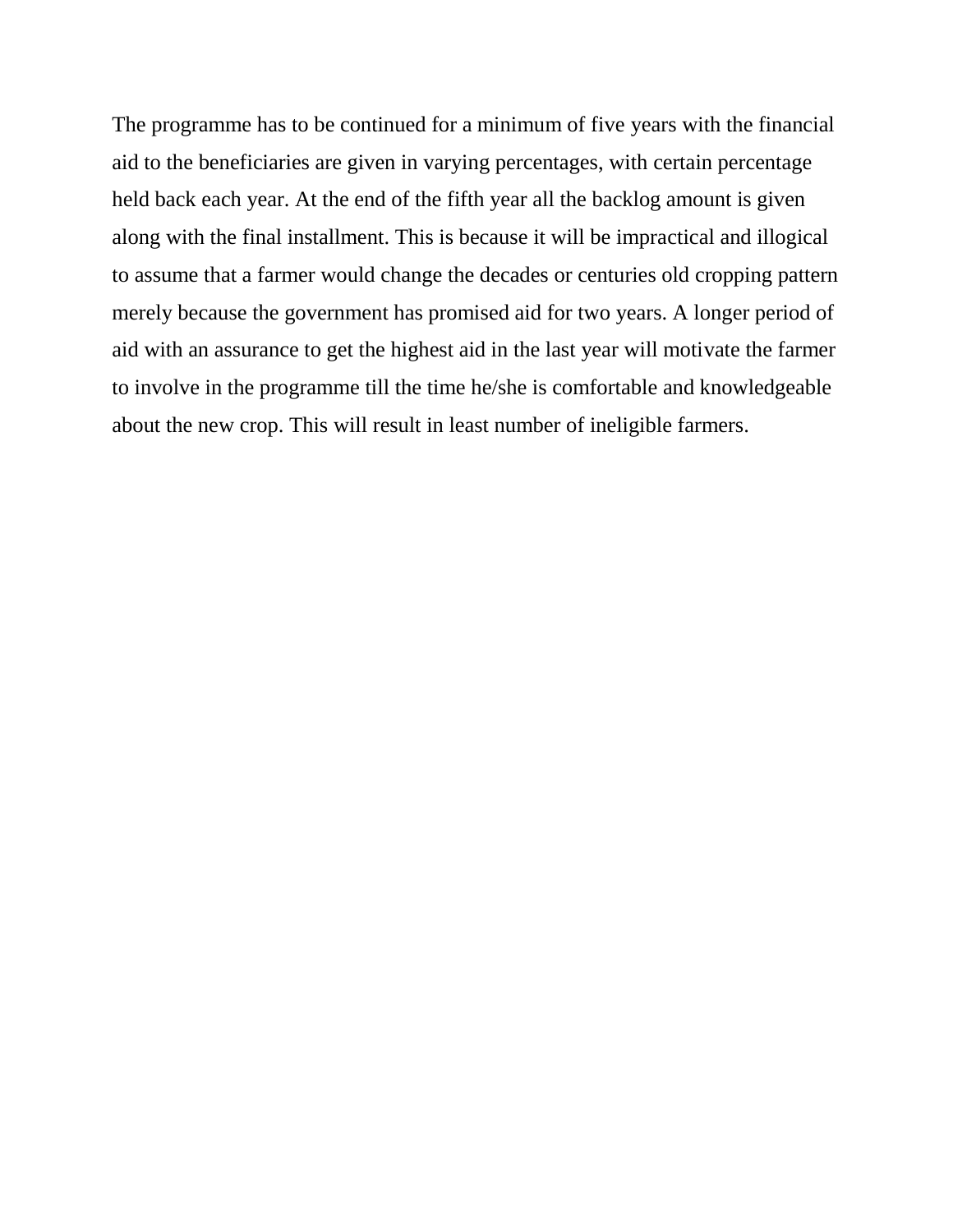The programme has to be continued for a minimum of five years with the financial aid to the beneficiaries are given in varying percentages, with certain percentage held back each year. At the end of the fifth year all the backlog amount is given along with the final installment. This is because it will be impractical and illogical to assume that a farmer would change the decades or centuries old cropping pattern merely because the government has promised aid for two years. A longer period of aid with an assurance to get the highest aid in the last year will motivate the farmer to involve in the programme till the time he/she is comfortable and knowledgeable about the new crop. This will result in least number of ineligible farmers.